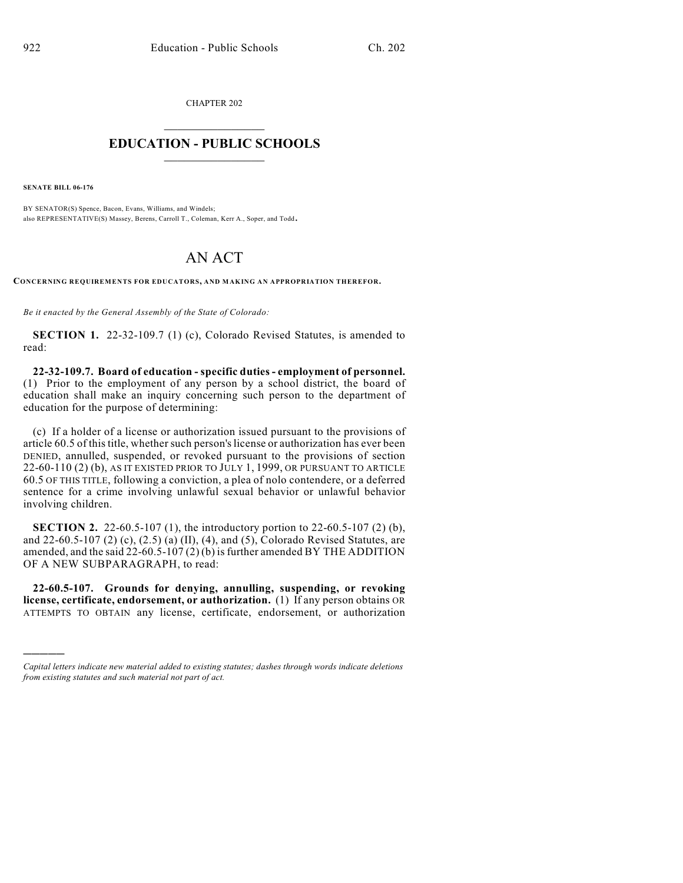CHAPTER 202

# EDUCATION - PUBLIC SCHOOLS

**SENATE BILL 06-176**

BY SENATOR(S) Spence, Bacon, Evans, Williams, and Windels;
also REPRESENTATIVE(S) Massey, Berens, Carroll T., Coleman, Kerr A., Soper, and Todd.

# AN ACT

**CONCERNING REQUIREMENTS FOR EDUCATORS, AND MAKING AN APPROPRIATION THEREFOR.**

*Be it enacted by the General Assembly of the State of Colorado:*

**SECTION 1.** 22-32-109.7 (1) (c), Colorado Revised Statutes, is amended to read:

**22-32-109.7. Board of education - specific duties - employment of personnel.** (1) Prior to the employment of any person by a school district, the board of education shall make an inquiry concerning such person to the department of education for the purpose of determining:

(c) If a holder of a license or authorization issued pursuant to the provisions of article 60.5 of this title, whether such person's license or authorization has ever been DENIED, annulled, suspended, or revoked pursuant to the provisions of section 22-60-110 (2) (b), AS IT EXISTED PRIOR TO JULY 1, 1999, OR PURSUANT TO ARTICLE 60.5 OF THIS TITLE, following a conviction, a plea of nolo contendere, or a deferred sentence for a crime involving unlawful sexual behavior or unlawful behavior involving children.

**SECTION 2.** 22-60.5-107 (1), the introductory portion to 22-60.5-107 (2) (b), and 22-60.5-107 (2) (c), (2.5) (a) (II), (4), and (5), Colorado Revised Statutes, are amended, and the said 22-60.5-107 (2) (b) is further amended BY THE ADDITION OF A NEW SUBPARAGRAPH, to read:

**22-60.5-107. Grounds for denying, annulling, suspending, or revoking license, certificate, endorsement, or authorization.** (1) If any person obtains OR ATTEMPTS TO OBTAIN any license, certificate, endorsement, or authorization

---

*Capital letters indicate new material added to existing statutes; dashes through words indicate deletions from existing statutes and such material not part of act.*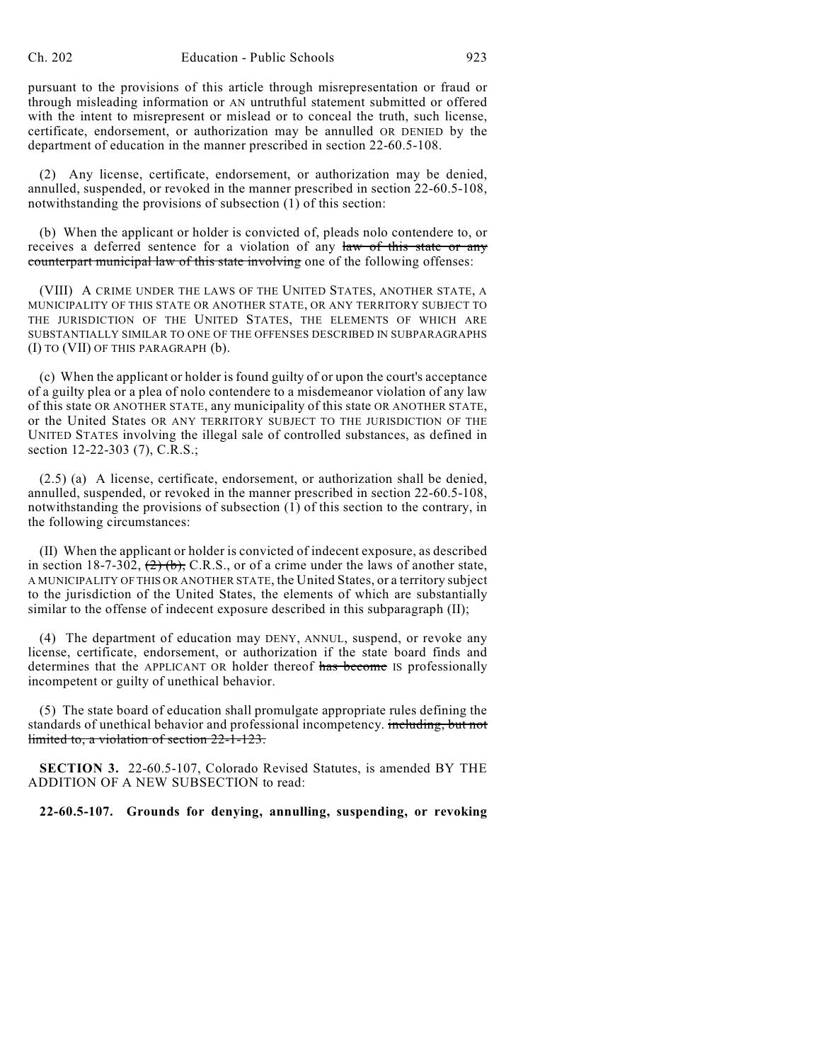pursuant to the provisions of this article through misrepresentation or fraud or through misleading information or AN untruthful statement submitted or offered with the intent to misrepresent or mislead or to conceal the truth, such license, certificate, endorsement, or authorization may be annulled OR DENIED by the department of education in the manner prescribed in section 22-60.5-108.

(2) Any license, certificate, endorsement, or authorization may be denied, annulled, suspended, or revoked in the manner prescribed in section 22-60.5-108, notwithstanding the provisions of subsection (1) of this section:

(b) When the applicant or holder is convicted of, pleads nolo contendere to, or receives a deferred sentence for a violation of any ~~law of this state or any counterpart municipal law of this state involving~~ one of the following offenses:

(VIII) A CRIME UNDER THE LAWS OF THE UNITED STATES, ANOTHER STATE, A MUNICIPALITY OF THIS STATE OR ANOTHER STATE, OR ANY TERRITORY SUBJECT TO THE JURISDICTION OF THE UNITED STATES, THE ELEMENTS OF WHICH ARE SUBSTANTIALLY SIMILAR TO ONE OF THE OFFENSES DESCRIBED IN SUBPARAGRAPHS (I) TO (VII) OF THIS PARAGRAPH (b).

(c) When the applicant or holder is found guilty of or upon the court's acceptance of a guilty plea or a plea of nolo contendere to a misdemeanor violation of any law of this state OR ANOTHER STATE, any municipality of this state OR ANOTHER STATE, or the United States OR ANY TERRITORY SUBJECT TO THE JURISDICTION OF THE UNITED STATES involving the illegal sale of controlled substances, as defined in section 12-22-303 (7), C.R.S.;

(2.5) (a) A license, certificate, endorsement, or authorization shall be denied, annulled, suspended, or revoked in the manner prescribed in section 22-60.5-108, notwithstanding the provisions of subsection (1) of this section to the contrary, in the following circumstances:

(II) When the applicant or holder is convicted of indecent exposure, as described in section 18-7-302, ~~(2) (b),~~ C.R.S., or of a crime under the laws of another state, A MUNICIPALITY OF THIS OR ANOTHER STATE, the United States, or a territory subject to the jurisdiction of the United States, the elements of which are substantially similar to the offense of indecent exposure described in this subparagraph (II);

(4) The department of education may DENY, ANNUL, suspend, or revoke any license, certificate, endorsement, or authorization if the state board finds and determines that the APPLICANT OR holder thereof ~~has become~~ IS professionally incompetent or guilty of unethical behavior.

(5) The state board of education shall promulgate appropriate rules defining the standards of unethical behavior and professional incompetency. ~~including, but not limited to, a violation of section 22-1-123.~~

**SECTION 3.** 22-60.5-107, Colorado Revised Statutes, is amended BY THE ADDITION OF A NEW SUBSECTION to read:

**22-60.5-107. Grounds for denying, annulling, suspending, or revoking**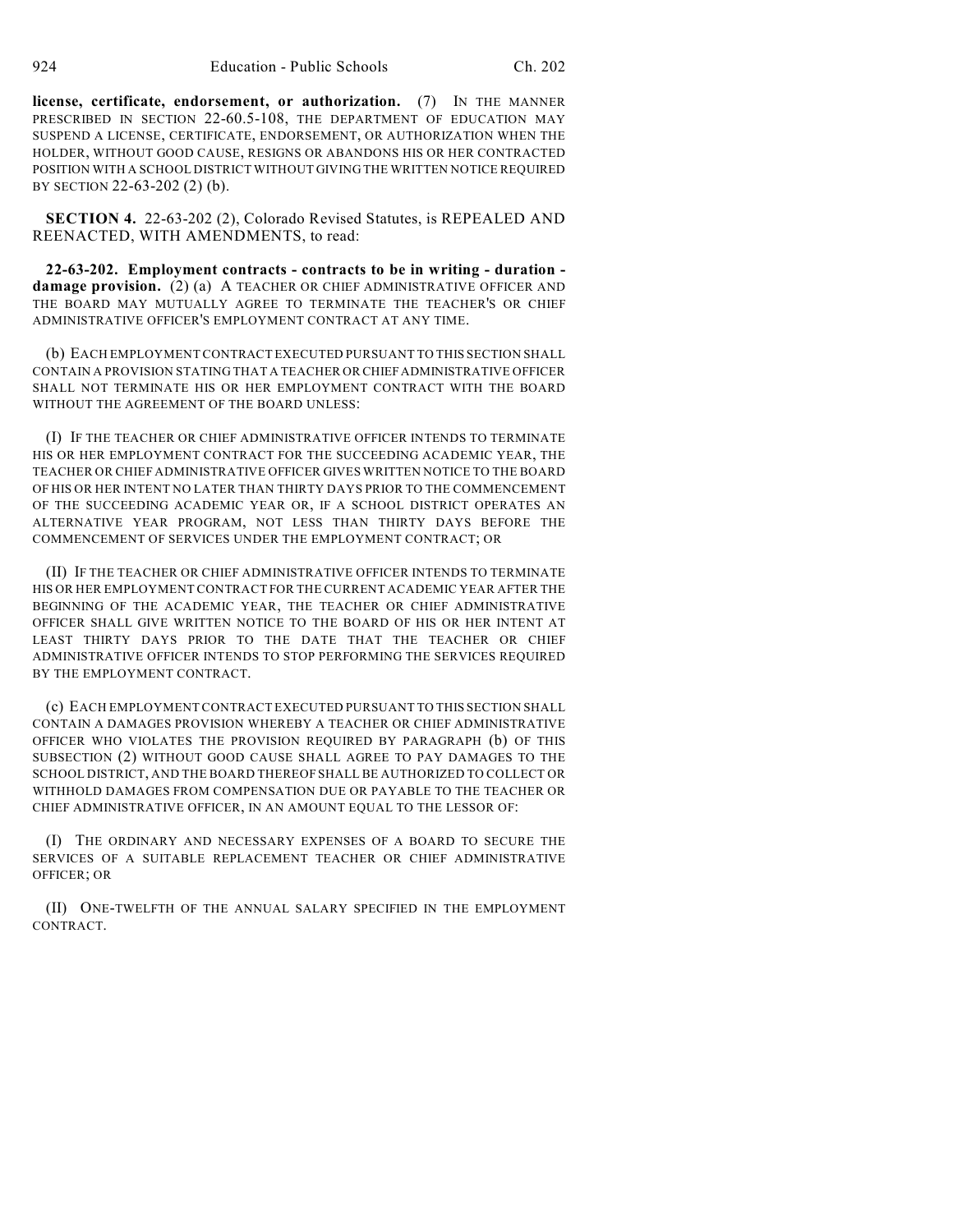**license, certificate, endorsement, or authorization.** (7) IN THE MANNER PRESCRIBED IN SECTION 22-60.5-108, THE DEPARTMENT OF EDUCATION MAY SUSPEND A LICENSE, CERTIFICATE, ENDORSEMENT, OR AUTHORIZATION WHEN THE HOLDER, WITHOUT GOOD CAUSE, RESIGNS OR ABANDONS HIS OR HER CONTRACTED POSITION WITH A SCHOOL DISTRICT WITHOUT GIVING THE WRITTEN NOTICE REQUIRED BY SECTION 22-63-202 (2) (b).

**SECTION 4.** 22-63-202 (2), Colorado Revised Statutes, is REPEALED AND REENACTED, WITH AMENDMENTS, to read:

**22-63-202. Employment contracts - contracts to be in writing - duration - damage provision.** (2) (a) A TEACHER OR CHIEF ADMINISTRATIVE OFFICER AND THE BOARD MAY MUTUALLY AGREE TO TERMINATE THE TEACHER'S OR CHIEF ADMINISTRATIVE OFFICER'S EMPLOYMENT CONTRACT AT ANY TIME.

(b) EACH EMPLOYMENT CONTRACT EXECUTED PURSUANT TO THIS SECTION SHALL CONTAIN A PROVISION STATING THAT A TEACHER OR CHIEF ADMINISTRATIVE OFFICER SHALL NOT TERMINATE HIS OR HER EMPLOYMENT CONTRACT WITH THE BOARD WITHOUT THE AGREEMENT OF THE BOARD UNLESS:

(I) IF THE TEACHER OR CHIEF ADMINISTRATIVE OFFICER INTENDS TO TERMINATE HIS OR HER EMPLOYMENT CONTRACT FOR THE SUCCEEDING ACADEMIC YEAR, THE TEACHER OR CHIEF ADMINISTRATIVE OFFICER GIVES WRITTEN NOTICE TO THE BOARD OF HIS OR HER INTENT NO LATER THAN THIRTY DAYS PRIOR TO THE COMMENCEMENT OF THE SUCCEEDING ACADEMIC YEAR OR, IF A SCHOOL DISTRICT OPERATES AN ALTERNATIVE YEAR PROGRAM, NOT LESS THAN THIRTY DAYS BEFORE THE COMMENCEMENT OF SERVICES UNDER THE EMPLOYMENT CONTRACT; OR

(II) IF THE TEACHER OR CHIEF ADMINISTRATIVE OFFICER INTENDS TO TERMINATE HIS OR HER EMPLOYMENT CONTRACT FOR THE CURRENT ACADEMIC YEAR AFTER THE BEGINNING OF THE ACADEMIC YEAR, THE TEACHER OR CHIEF ADMINISTRATIVE OFFICER SHALL GIVE WRITTEN NOTICE TO THE BOARD OF HIS OR HER INTENT AT LEAST THIRTY DAYS PRIOR TO THE DATE THAT THE TEACHER OR CHIEF ADMINISTRATIVE OFFICER INTENDS TO STOP PERFORMING THE SERVICES REQUIRED BY THE EMPLOYMENT CONTRACT.

(c) EACH EMPLOYMENT CONTRACT EXECUTED PURSUANT TO THIS SECTION SHALL CONTAIN A DAMAGES PROVISION WHEREBY A TEACHER OR CHIEF ADMINISTRATIVE OFFICER WHO VIOLATES THE PROVISION REQUIRED BY PARAGRAPH (b) OF THIS SUBSECTION (2) WITHOUT GOOD CAUSE SHALL AGREE TO PAY DAMAGES TO THE SCHOOL DISTRICT, AND THE BOARD THEREOF SHALL BE AUTHORIZED TO COLLECT OR WITHHOLD DAMAGES FROM COMPENSATION DUE OR PAYABLE TO THE TEACHER OR CHIEF ADMINISTRATIVE OFFICER, IN AN AMOUNT EQUAL TO THE LESSOR OF:

(I) THE ORDINARY AND NECESSARY EXPENSES OF A BOARD TO SECURE THE SERVICES OF A SUITABLE REPLACEMENT TEACHER OR CHIEF ADMINISTRATIVE OFFICER; OR

(II) ONE-TWELFTH OF THE ANNUAL SALARY SPECIFIED IN THE EMPLOYMENT CONTRACT.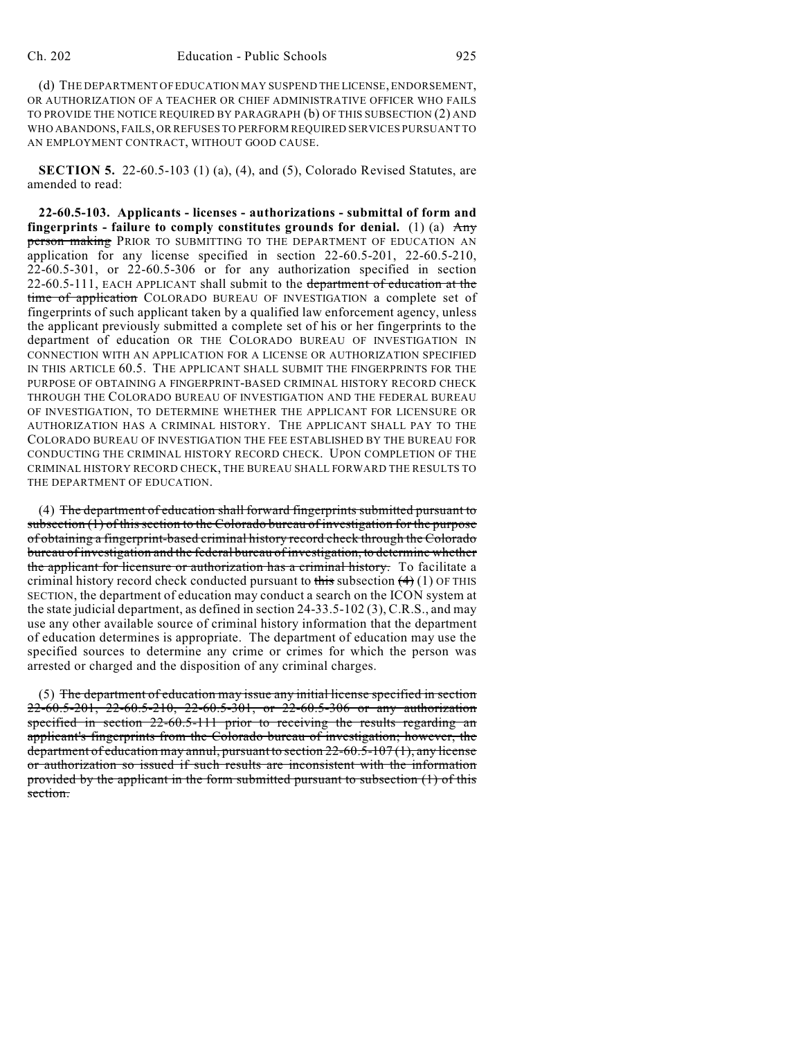(d) THE DEPARTMENT OF EDUCATION MAY SUSPEND THE LICENSE, ENDORSEMENT, OR AUTHORIZATION OF A TEACHER OR CHIEF ADMINISTRATIVE OFFICER WHO FAILS TO PROVIDE THE NOTICE REQUIRED BY PARAGRAPH (b) OF THIS SUBSECTION (2) AND WHO ABANDONS, FAILS, OR REFUSES TO PERFORM REQUIRED SERVICES PURSUANT TO AN EMPLOYMENT CONTRACT, WITHOUT GOOD CAUSE.

**SECTION 5.** 22-60.5-103 (1) (a), (4), and (5), Colorado Revised Statutes, are amended to read:

**22-60.5-103. Applicants - licenses - authorizations - submittal of form and fingerprints - failure to comply constitutes grounds for denial.** (1) (a) ~~Any person making~~ PRIOR TO SUBMITTING TO THE DEPARTMENT OF EDUCATION AN application for any license specified in section 22-60.5-201, 22-60.5-210, 22-60.5-301, or 22-60.5-306 or for any authorization specified in section 22-60.5-111, EACH APPLICANT shall submit to the ~~department of education at the time of application~~ COLORADO BUREAU OF INVESTIGATION a complete set of fingerprints of such applicant taken by a qualified law enforcement agency, unless the applicant previously submitted a complete set of his or her fingerprints to the department of education OR THE COLORADO BUREAU OF INVESTIGATION IN CONNECTION WITH AN APPLICATION FOR A LICENSE OR AUTHORIZATION SPECIFIED IN THIS ARTICLE 60.5. THE APPLICANT SHALL SUBMIT THE FINGERPRINTS FOR THE PURPOSE OF OBTAINING A FINGERPRINT-BASED CRIMINAL HISTORY RECORD CHECK THROUGH THE COLORADO BUREAU OF INVESTIGATION AND THE FEDERAL BUREAU OF INVESTIGATION, TO DETERMINE WHETHER THE APPLICANT FOR LICENSURE OR AUTHORIZATION HAS A CRIMINAL HISTORY. THE APPLICANT SHALL PAY TO THE COLORADO BUREAU OF INVESTIGATION THE FEE ESTABLISHED BY THE BUREAU FOR CONDUCTING THE CRIMINAL HISTORY RECORD CHECK. UPON COMPLETION OF THE CRIMINAL HISTORY RECORD CHECK, THE BUREAU SHALL FORWARD THE RESULTS TO THE DEPARTMENT OF EDUCATION.

(4) ~~The department of education shall forward fingerprints submitted pursuant to subsection (1) of this section to the Colorado bureau of investigation for the purpose of obtaining a fingerprint-based criminal history record check through the Colorado bureau of investigation and the federal bureau of investigation, to determine whether the applicant for licensure or authorization has a criminal history.~~ To facilitate a criminal history record check conducted pursuant to ~~this~~ subsection ~~(4)~~ (1) OF THIS SECTION, the department of education may conduct a search on the ICON system at the state judicial department, as defined in section 24-33.5-102 (3), C.R.S., and may use any other available source of criminal history information that the department of education determines is appropriate. The department of education may use the specified sources to determine any crime or crimes for which the person was arrested or charged and the disposition of any criminal charges.

(5) ~~The department of education may issue any initial license specified in section 22-60.5-201, 22-60.5-210, 22-60.5-301, or 22-60.5-306 or any authorization specified in section 22-60.5-111 prior to receiving the results regarding an applicant's fingerprints from the Colorado bureau of investigation; however, the department of education may annul, pursuant to section 22-60.5-107 (1), any license or authorization so issued if such results are inconsistent with the information provided by the applicant in the form submitted pursuant to subsection (1) of this section.~~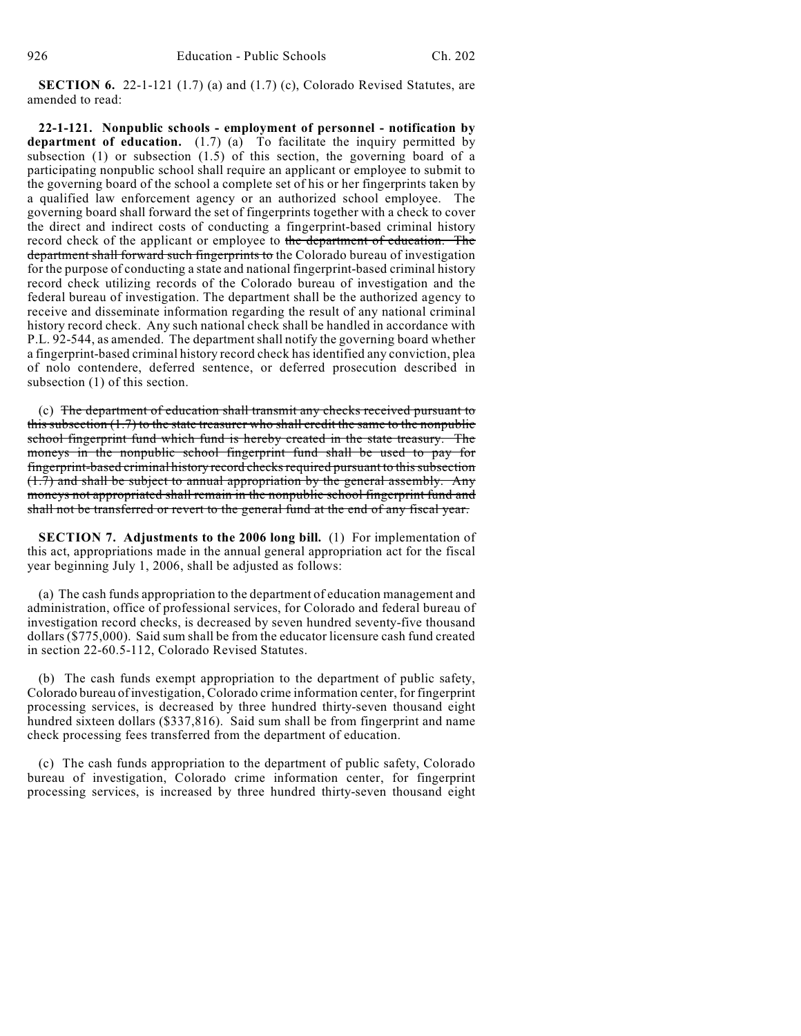**SECTION 6.** 22-1-121 (1.7) (a) and (1.7) (c), Colorado Revised Statutes, are amended to read:

**22-1-121. Nonpublic schools - employment of personnel - notification by department of education.** (1.7) (a) To facilitate the inquiry permitted by subsection (1) or subsection (1.5) of this section, the governing board of a participating nonpublic school shall require an applicant or employee to submit to the governing board of the school a complete set of his or her fingerprints taken by a qualified law enforcement agency or an authorized school employee. The governing board shall forward the set of fingerprints together with a check to cover the direct and indirect costs of conducting a fingerprint-based criminal history record check of the applicant or employee to ~~the department of education. The department shall forward such fingerprints to~~ the Colorado bureau of investigation for the purpose of conducting a state and national fingerprint-based criminal history record check utilizing records of the Colorado bureau of investigation and the federal bureau of investigation. The department shall be the authorized agency to receive and disseminate information regarding the result of any national criminal history record check. Any such national check shall be handled in accordance with P.L. 92-544, as amended. The department shall notify the governing board whether a fingerprint-based criminal history record check has identified any conviction, plea of nolo contendere, deferred sentence, or deferred prosecution described in subsection (1) of this section.

(c) ~~The department of education shall transmit any checks received pursuant to this subsection (1.7) to the state treasurer who shall credit the same to the nonpublic school fingerprint fund which fund is hereby created in the state treasury. The moneys in the nonpublic school fingerprint fund shall be used to pay for fingerprint-based criminal history record checks required pursuant to this subsection (1.7) and shall be subject to annual appropriation by the general assembly. Any moneys not appropriated shall remain in the nonpublic school fingerprint fund and shall not be transferred or revert to the general fund at the end of any fiscal year.~~

**SECTION 7. Adjustments to the 2006 long bill.** (1) For implementation of this act, appropriations made in the annual general appropriation act for the fiscal year beginning July 1, 2006, shall be adjusted as follows:

(a) The cash funds appropriation to the department of education management and administration, office of professional services, for Colorado and federal bureau of investigation record checks, is decreased by seven hundred seventy-five thousand dollars ($775,000). Said sum shall be from the educator licensure cash fund created in section 22-60.5-112, Colorado Revised Statutes.

(b) The cash funds exempt appropriation to the department of public safety, Colorado bureau of investigation, Colorado crime information center, for fingerprint processing services, is decreased by three hundred thirty-seven thousand eight hundred sixteen dollars ($337,816). Said sum shall be from fingerprint and name check processing fees transferred from the department of education.

(c) The cash funds appropriation to the department of public safety, Colorado bureau of investigation, Colorado crime information center, for fingerprint processing services, is increased by three hundred thirty-seven thousand eight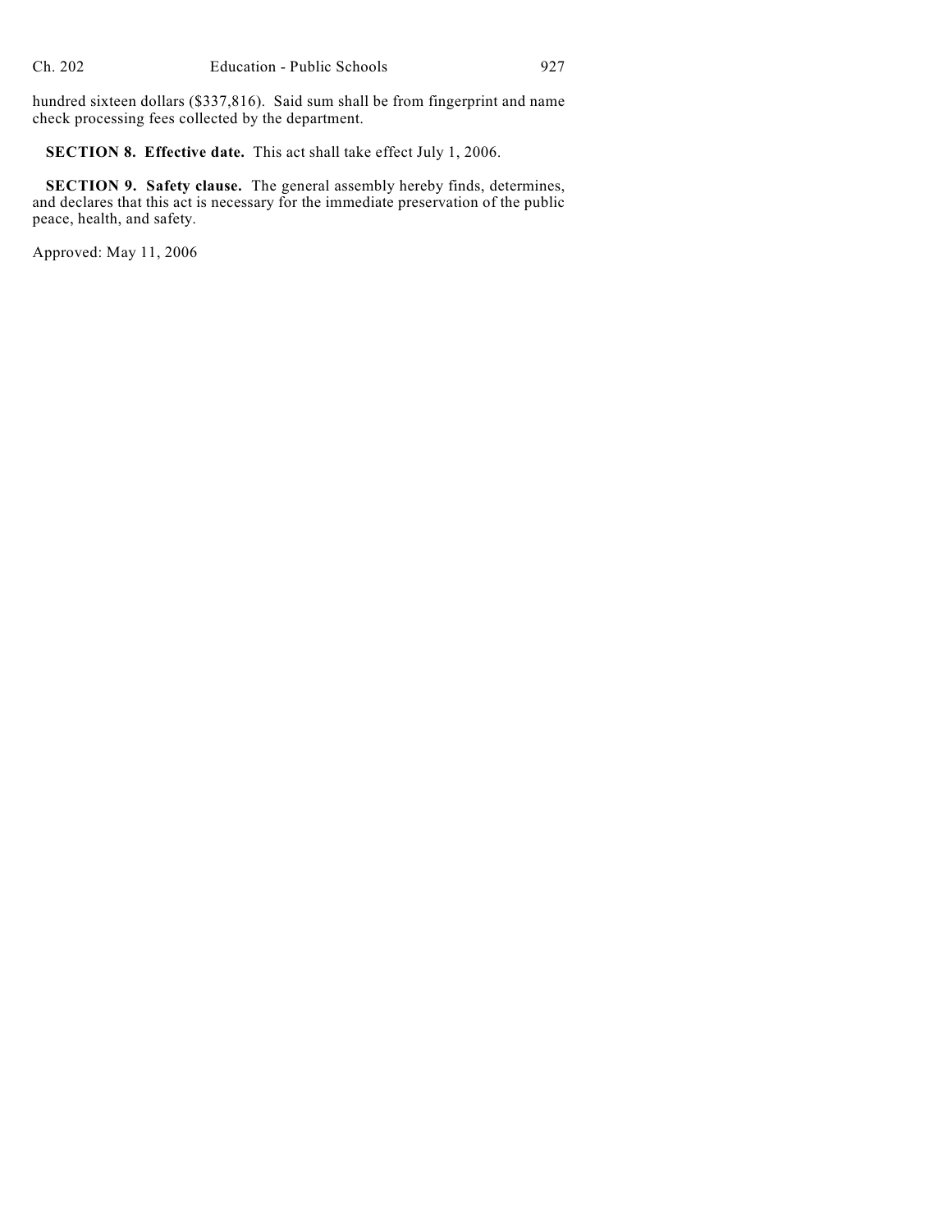hundred sixteen dollars ($337,816). Said sum shall be from fingerprint and name check processing fees collected by the department.

**SECTION 8. Effective date.** This act shall take effect July 1, 2006.

**SECTION 9. Safety clause.** The general assembly hereby finds, determines, and declares that this act is necessary for the immediate preservation of the public peace, health, and safety.

Approved: May 11, 2006